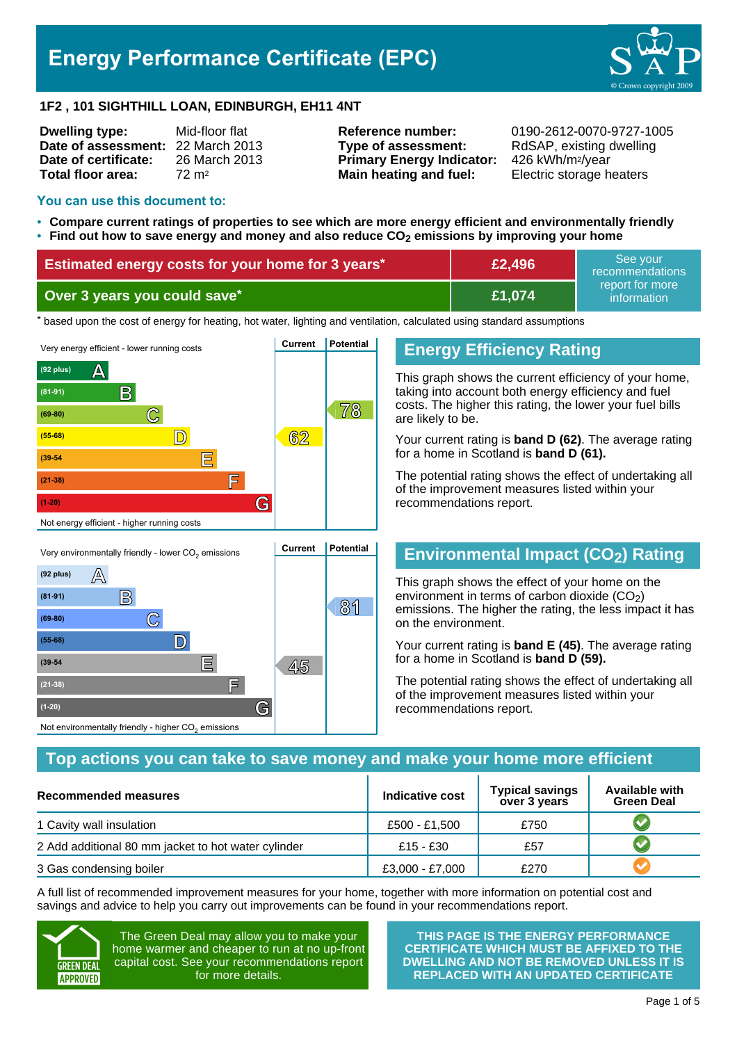# Energy Performance Certificate (EPC)

© Crown copyright 2009

**1F2 , 101 SIGHTHILL LOAN, EDINBURGH, EH11 4NT**

| | | | |
|---|---|---|---|
| **Dwelling type:** | Mid-floor flat | **Reference number:** | 0190-2612-0070-9727-1005 |
| **Date of assessment:** | 22 March 2013 | **Type of assessment:** | RdSAP, existing dwelling |
| **Date of certificate:** | 26 March 2013 | **Primary Energy Indicator:** | 426 kWh/m²/year |
| **Total floor area:** | 72 m² | **Main heating and fuel:** | Electric storage heaters |

## You can use this document to:

- **Compare current ratings of properties to see which are more energy efficient and environmentally friendly**
- **Find out how to save energy and money and also reduce $CO_2$ emissions by improving your home**

| | | |
|---|---|---|
| **Estimated energy costs for your home for 3 years*** | **£2,496** | See your recommendations report for more information |
| **Over 3 years you could save*** | **£1,074** | |

\* based upon the cost of energy for heating, hot water, lighting and ventilation, calculated using standard assumptions

| Very energy efficient - lower running costs | Current | Potential |
|---|---|---|
| (92 plus) A | | |
| (81-91) B | | |
| (69-80) C | | 78 |
| (55-68) D | 62 | |
| (39-54 E | | |
| (21-38) F | | |
| (1-20) G | | |
| Not energy efficient - higher running costs | | |

## Energy Efficiency Rating

This graph shows the current efficiency of your home, taking into account both energy efficiency and fuel costs. The higher this rating, the lower your fuel bills are likely to be.

Your current rating is **band D (62)**. The average rating for a home in Scotland is **band D (61).**

The potential rating shows the effect of undertaking all of the improvement measures listed within your recommendations report.

| Very environmentally friendly - lower $CO_2$ emissions | Current | Potential |
|---|---|---|
| (92 plus) A | | |
| (81-91) B | | 81 |
| (69-80) C | | |
| (55-68) D | | |
| (39-54 E | 45 | |
| (21-38) F | | |
| (1-20) G | | |
| Not environmentally friendly - higher $CO_2$ emissions | | |

## Environmental Impact ($CO_2$) Rating

This graph shows the effect of your home on the environment in terms of carbon dioxide ($CO_2$) emissions. The higher the rating, the less impact it has on the environment.

Your current rating is **band E (45)**. The average rating for a home in Scotland is **band D (59).**

The potential rating shows the effect of undertaking all of the improvement measures listed within your recommendations report.

## Top actions you can take to save money and make your home more efficient

| Recommended measures | Indicative cost | Typical savings over 3 years | Available with Green Deal |
|---|---|---|---|
| 1 Cavity wall insulation | £500 - £1,500 | £750 | ✔ |
| 2 Add additional 80 mm jacket to hot water cylinder | £15 - £30 | £57 | ✔ |
| 3 Gas condensing boiler | £3,000 - £7,000 | £270 | ✔ |

A full list of recommended improvement measures for your home, together with more information on potential cost and savings and advice to help you carry out improvements can be found in your recommendations report.

GREEN DEAL APPROVED

The Green Deal may allow you to make your home warmer and cheaper to run at no up-front capital cost. See your recommendations report for more details.

**THIS PAGE IS THE ENERGY PERFORMANCE CERTIFICATE WHICH MUST BE AFFIXED TO THE DWELLING AND NOT BE REMOVED UNLESS IT IS REPLACED WITH AN UPDATED CERTIFICATE**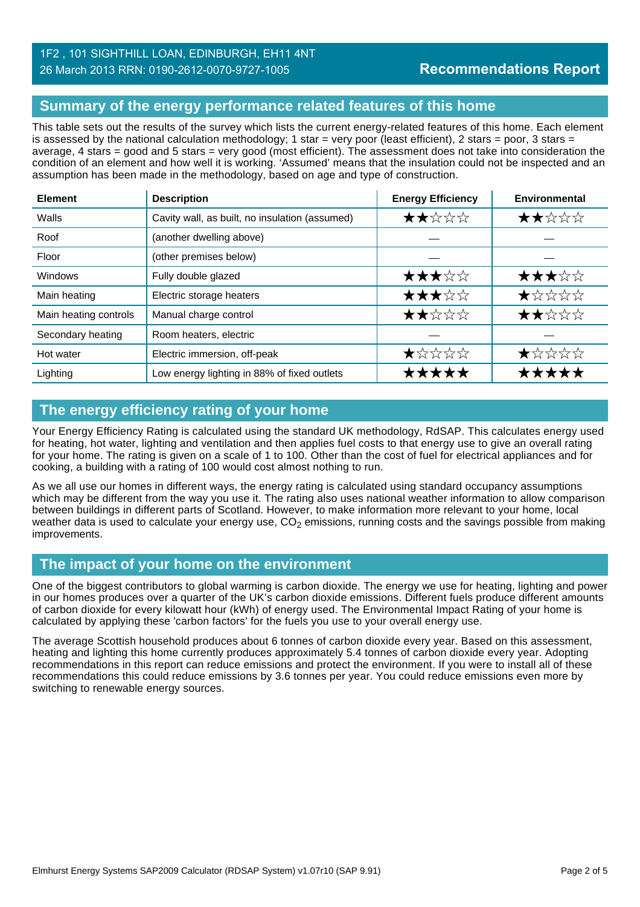1F2 , 101 SIGHTHILL LOAN, EDINBURGH, EH11 4NT
26 March 2013 RRN: 0190-2612-0070-9727-1005

**Recommendations Report**

## Summary of the energy performance related features of this home

This table sets out the results of the survey which lists the current energy-related features of this home. Each element is assessed by the national calculation methodology; 1 star = very poor (least efficient), 2 stars = poor, 3 stars = average, 4 stars = good and 5 stars = very good (most efficient). The assessment does not take into consideration the condition of an element and how well it is working. 'Assumed' means that the insulation could not be inspected and an assumption has been made in the methodology, based on age and type of construction.

| Element | Description | Energy Efficiency | Environmental |
|---|---|---|---|
| Walls | Cavity wall, as built, no insulation (assumed) | ★★☆☆☆ | ★★☆☆☆ |
| Roof | (another dwelling above) | — | — |
| Floor | (other premises below) | — | — |
| Windows | Fully double glazed | ★★★☆☆ | ★★★☆☆ |
| Main heating | Electric storage heaters | ★★★☆☆ | ★☆☆☆☆ |
| Main heating controls | Manual charge control | ★★☆☆☆ | ★★☆☆☆ |
| Secondary heating | Room heaters, electric | — | — |
| Hot water | Electric immersion, off-peak | ★☆☆☆☆ | ★☆☆☆☆ |
| Lighting | Low energy lighting in 88% of fixed outlets | ★★★★★ | ★★★★★ |

## The energy efficiency rating of your home

Your Energy Efficiency Rating is calculated using the standard UK methodology, RdSAP. This calculates energy used for heating, hot water, lighting and ventilation and then applies fuel costs to that energy use to give an overall rating for your home. The rating is given on a scale of 1 to 100. Other than the cost of fuel for electrical appliances and for cooking, a building with a rating of 100 would cost almost nothing to run.

As we all use our homes in different ways, the energy rating is calculated using standard occupancy assumptions which may be different from the way you use it. The rating also uses national weather information to allow comparison between buildings in different parts of Scotland. However, to make information more relevant to your home, local weather data is used to calculate your energy use, $CO_2$ emissions, running costs and the savings possible from making improvements.

## The impact of your home on the environment

One of the biggest contributors to global warming is carbon dioxide. The energy we use for heating, lighting and power in our homes produces over a quarter of the UK's carbon dioxide emissions. Different fuels produce different amounts of carbon dioxide for every kilowatt hour (kWh) of energy used. The Environmental Impact Rating of your home is calculated by applying these 'carbon factors' for the fuels you use to your overall energy use.

The average Scottish household produces about 6 tonnes of carbon dioxide every year. Based on this assessment, heating and lighting this home currently produces approximately 5.4 tonnes of carbon dioxide every year. Adopting recommendations in this report can reduce emissions and protect the environment. If you were to install all of these recommendations this could reduce emissions by 3.6 tonnes per year. You could reduce emissions even more by switching to renewable energy sources.

Elmhurst Energy Systems SAP2009 Calculator (RDSAP System) v1.07r10 (SAP 9.91)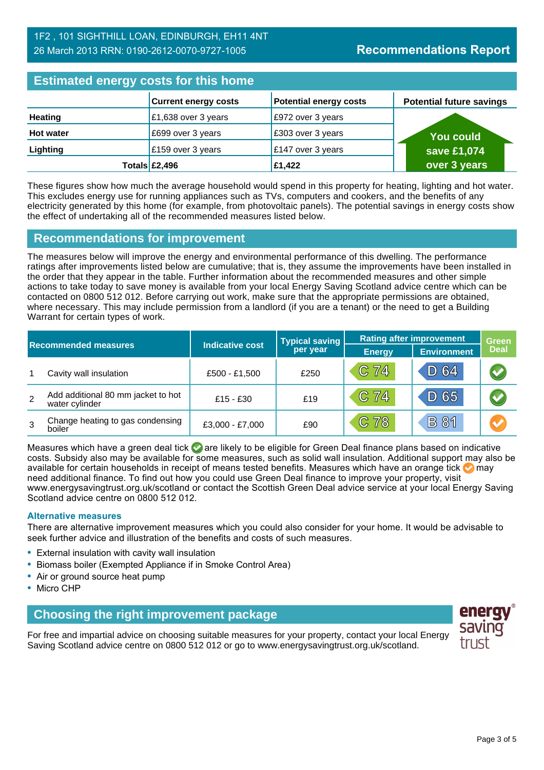1F2 , 101 SIGHTHILL LOAN, EDINBURGH, EH11 4NT
26 March 2013 RRN: 0190-2612-0070-9727-1005

# Recommendations Report

## Estimated energy costs for this home

| | Current energy costs | Potential energy costs | Potential future savings |
|---|---|---|---|
| **Heating** | £1,638 over 3 years | £972 over 3 years | You could save £1,074 over 3 years |
| **Hot water** | £699 over 3 years | £303 over 3 years | |
| **Lighting** | £159 over 3 years | £147 over 3 years | |
| **Totals** | **£2,496** | **£1,422** | |

These figures show how much the average household would spend in this property for heating, lighting and hot water. This excludes energy use for running appliances such as TVs, computers and cookers, and the benefits of any electricity generated by this home (for example, from photovoltaic panels). The potential savings in energy costs show the effect of undertaking all of the recommended measures listed below.

## Recommendations for improvement

The measures below will improve the energy and environmental performance of this dwelling. The performance ratings after improvements listed below are cumulative; that is, they assume the improvements have been installed in the order that they appear in the table. Further information about the recommended measures and other simple actions to take today to save money is available from your local Energy Saving Scotland advice centre which can be contacted on 0800 512 012. Before carrying out work, make sure that the appropriate permissions are obtained, where necessary. This may include permission from a landlord (if you are a tenant) or the need to get a Building Warrant for certain types of work.

| | Recommended measures | Indicative cost | Typical saving per year | Rating after improvement | | Green Deal |
|---|---|---|---|---|---|---|
| | | | | Energy | Environment | |
| 1 | Cavity wall insulation | £500 - £1,500 | £250 | C 74 | D 64 | Green tick |
| 2 | Add additional 80 mm jacket to hot water cylinder | £15 - £30 | £19 | C 74 | D 65 | Green tick |
| 3 | Change heating to gas condensing boiler | £3,000 - £7,000 | £90 | C 78 | B 81 | Orange tick |

Measures which have a green deal tick are likely to be eligible for Green Deal finance plans based on indicative costs. Subsidy also may be available for some measures, such as solid wall insulation. Additional support may also be available for certain households in receipt of means tested benefits. Measures which have an orange tick may need additional finance. To find out how you could use Green Deal finance to improve your property, visit www.energysavingtrust.org.uk/scotland or contact the Scottish Green Deal advice service at your local Energy Saving Scotland advice centre on 0800 512 012.

### Alternative measures

There are alternative improvement measures which you could also consider for your home. It would be advisable to seek further advice and illustration of the benefits and costs of such measures.

- External insulation with cavity wall insulation
- Biomass boiler (Exempted Appliance if in Smoke Control Area)
- Air or ground source heat pump
- Micro CHP

## Choosing the right improvement package

For free and impartial advice on choosing suitable measures for your property, contact your local Energy Saving Scotland advice centre on 0800 512 012 or go to www.energysavingtrust.org.uk/scotland.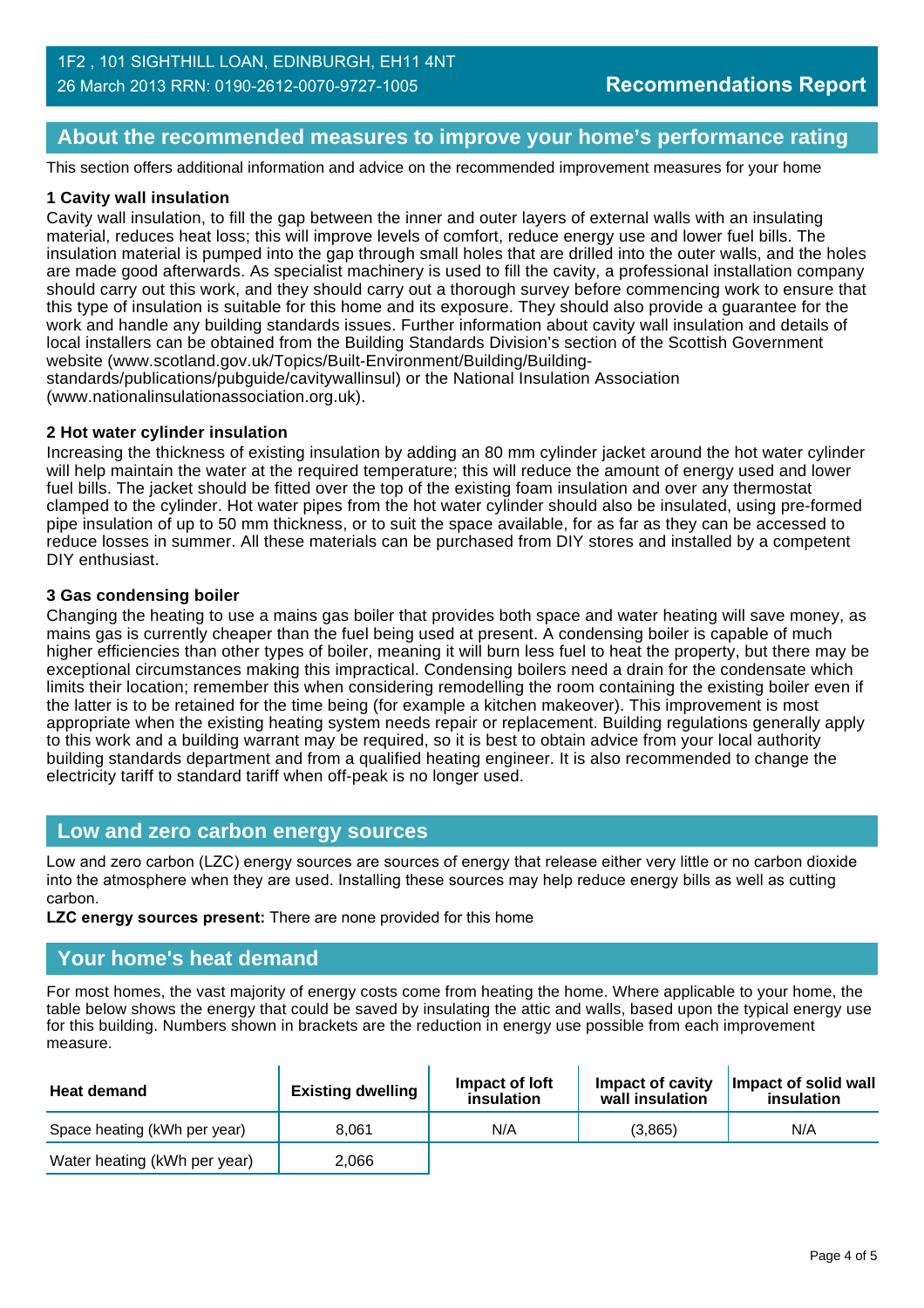## About the recommended measures to improve your home's performance rating

This section offers additional information and advice on the recommended improvement measures for your home

**1 Cavity wall insulation**

Cavity wall insulation, to fill the gap between the inner and outer layers of external walls with an insulating material, reduces heat loss; this will improve levels of comfort, reduce energy use and lower fuel bills. The insulation material is pumped into the gap through small holes that are drilled into the outer walls, and the holes are made good afterwards. As specialist machinery is used to fill the cavity, a professional installation company should carry out this work, and they should carry out a thorough survey before commencing work to ensure that this type of insulation is suitable for this home and its exposure. They should also provide a guarantee for the work and handle any building standards issues. Further information about cavity wall insulation and details of local installers can be obtained from the Building Standards Division's section of the Scottish Government website (www.scotland.gov.uk/Topics/Built-Environment/Building/Building-standards/publications/pubguide/cavitywallinsul) or the National Insulation Association (www.nationalinsulationassociation.org.uk).

**2 Hot water cylinder insulation**

Increasing the thickness of existing insulation by adding an 80 mm cylinder jacket around the hot water cylinder will help maintain the water at the required temperature; this will reduce the amount of energy used and lower fuel bills. The jacket should be fitted over the top of the existing foam insulation and over any thermostat clamped to the cylinder. Hot water pipes from the hot water cylinder should also be insulated, using pre-formed pipe insulation of up to 50 mm thickness, or to suit the space available, for as far as they can be accessed to reduce losses in summer. All these materials can be purchased from DIY stores and installed by a competent DIY enthusiast.

**3 Gas condensing boiler**

Changing the heating to use a mains gas boiler that provides both space and water heating will save money, as mains gas is currently cheaper than the fuel being used at present. A condensing boiler is capable of much higher efficiencies than other types of boiler, meaning it will burn less fuel to heat the property, but there may be exceptional circumstances making this impractical. Condensing boilers need a drain for the condensate which limits their location; remember this when considering remodelling the room containing the existing boiler even if the latter is to be retained for the time being (for example a kitchen makeover). This improvement is most appropriate when the existing heating system needs repair or replacement. Building regulations generally apply to this work and a building warrant may be required, so it is best to obtain advice from your local authority building standards department and from a qualified heating engineer. It is also recommended to change the electricity tariff to standard tariff when off-peak is no longer used.

## Low and zero carbon energy sources

Low and zero carbon (LZC) energy sources are sources of energy that release either very little or no carbon dioxide into the atmosphere when they are used. Installing these sources may help reduce energy bills as well as cutting carbon.

**LZC energy sources present:** There are none provided for this home

## Your home's heat demand

For most homes, the vast majority of energy costs come from heating the home. Where applicable to your home, the table below shows the energy that could be saved by insulating the attic and walls, based upon the typical energy use for this building. Numbers shown in brackets are the reduction in energy use possible from each improvement measure.

| Heat demand | Existing dwelling | Impact of loft insulation | Impact of cavity wall insulation | Impact of solid wall insulation |
|---|---|---|---|---|
| Space heating (kWh per year) | 8,061 | N/A | (3,865) | N/A |
| Water heating (kWh per year) | 2,066 | | | |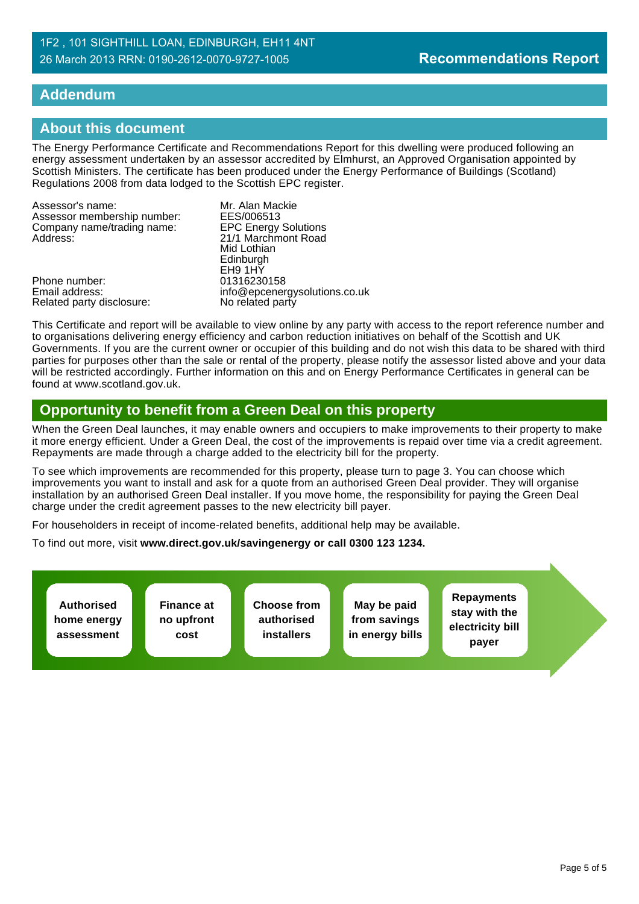## Addendum

## About this document

The Energy Performance Certificate and Recommendations Report for this dwelling were produced following an energy assessment undertaken by an assessor accredited by Elmhurst, an Approved Organisation appointed by Scottish Ministers. The certificate has been produced under the Energy Performance of Buildings (Scotland) Regulations 2008 from data lodged to the Scottish EPC register.

| | |
|---|---|
| Assessor's name: | Mr. Alan Mackie |
| Assessor membership number: | EES/006513 |
| Company name/trading name: | EPC Energy Solutions |
| Address: | 21/1 Marchmont Road<br>Mid Lothian<br>Edinburgh<br>EH9 1HY |
| Phone number: | 01316230158 |
| Email address: | info@epcenergysolutions.co.uk |
| Related party disclosure: | No related party |

This Certificate and report will be available to view online by any party with access to the report reference number and to organisations delivering energy efficiency and carbon reduction initiatives on behalf of the Scottish and UK Governments. If you are the current owner or occupier of this building and do not wish this data to be shared with third parties for purposes other than the sale or rental of the property, please notify the assessor listed above and your data will be restricted accordingly. Further information on this and on Energy Performance Certificates in general can be found at www.scotland.gov.uk.

## Opportunity to benefit from a Green Deal on this property

When the Green Deal launches, it may enable owners and occupiers to make improvements to their property to make it more energy efficient. Under a Green Deal, the cost of the improvements is repaid over time via a credit agreement. Repayments are made through a charge added to the electricity bill for the property.

To see which improvements are recommended for this property, please turn to page 3. You can choose which improvements you want to install and ask for a quote from an authorised Green Deal provider. They will organise installation by an authorised Green Deal installer. If you move home, the responsibility for paying the Green Deal charge under the credit agreement passes to the new electricity bill payer.

For householders in receipt of income-related benefits, additional help may be available.

To find out more, visit **www.direct.gov.uk/savingenergy or call 0300 123 1234.**

**Authorised home energy assessment**

**Finance at no upfront cost**

**Choose from authorised installers**

**May be paid from savings in energy bills**

**Repayments stay with the electricity bill payer**